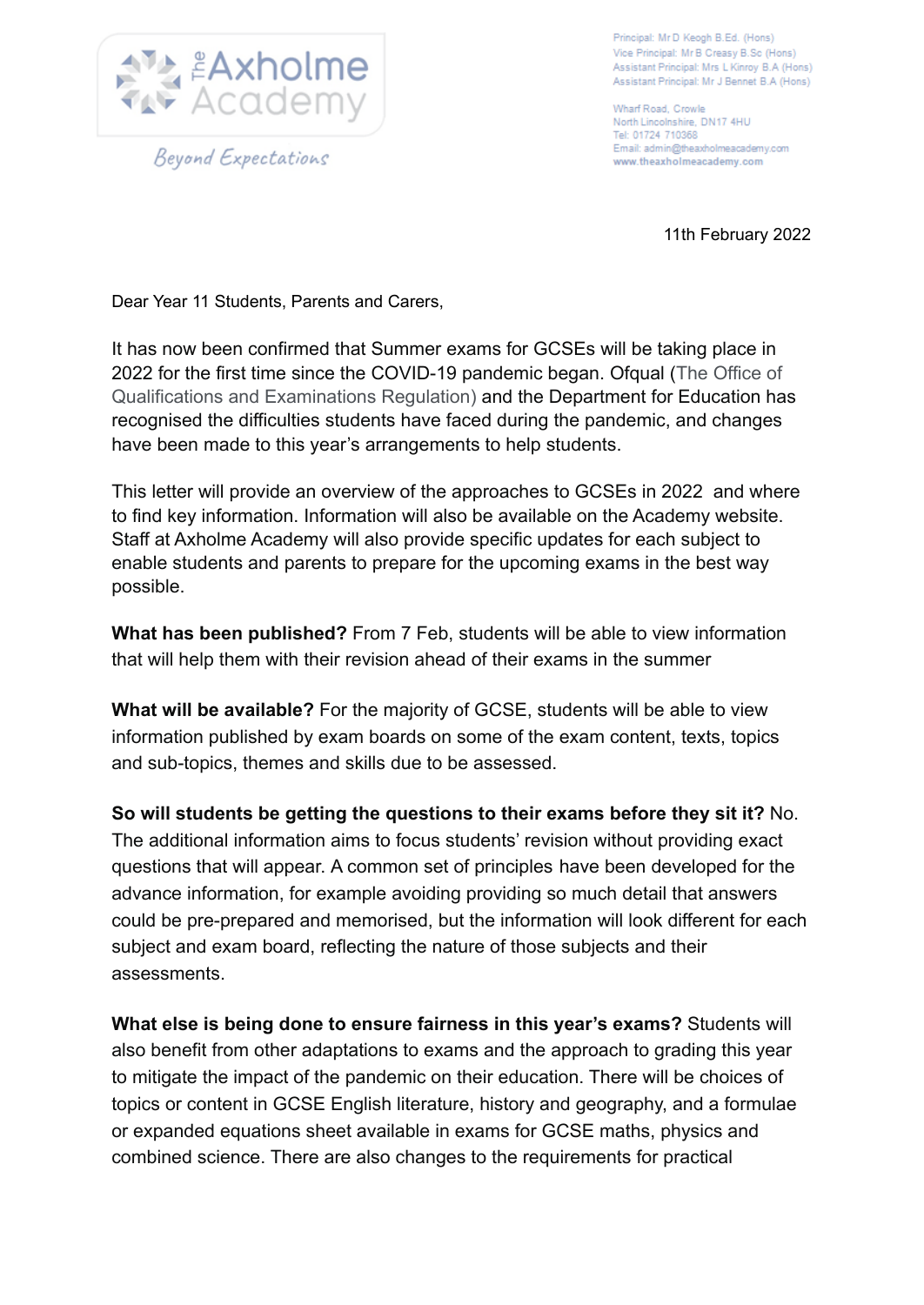The Axholme Academy

*Beyond Expectations*

Principal: Mr D Keogh B.Ed. (Hons)
Vice Principal: Mr B Creasy B.Sc (Hons)
Assistant Principal: Mrs L Kinroy B.A (Hons)
Assistant Principal: Mr J Bennet B.A (Hons)

Wharf Road, Crowle
North Lincolnshire, DN17 4HU
Tel: 01724 710368
Email: admin@theaxholmeacademy.com
www.theaxholmeacademy.com

11th February 2022

Dear Year 11 Students, Parents and Carers,

It has now been confirmed that Summer exams for GCSEs will be taking place in 2022 for the first time since the COVID-19 pandemic began. Ofqual (The Office of Qualifications and Examinations Regulation) and the Department for Education has recognised the difficulties students have faced during the pandemic, and changes have been made to this year's arrangements to help students.

This letter will provide an overview of the approaches to GCSEs in 2022 and where to find key information. Information will also be available on the Academy website. Staff at Axholme Academy will also provide specific updates for each subject to enable students and parents to prepare for the upcoming exams in the best way possible.

**What has been published?** From 7 Feb, students will be able to view information that will help them with their revision ahead of their exams in the summer

**What will be available?** For the majority of GCSE, students will be able to view information published by exam boards on some of the exam content, texts, topics and sub-topics, themes and skills due to be assessed.

**So will students be getting the questions to their exams before they sit it?** No. The additional information aims to focus students' revision without providing exact questions that will appear. A common set of principles have been developed for the advance information, for example avoiding providing so much detail that answers could be pre-prepared and memorised, but the information will look different for each subject and exam board, reflecting the nature of those subjects and their assessments.

**What else is being done to ensure fairness in this year's exams?** Students will also benefit from other adaptations to exams and the approach to grading this year to mitigate the impact of the pandemic on their education. There will be choices of topics or content in GCSE English literature, history and geography, and a formulae or expanded equations sheet available in exams for GCSE maths, physics and combined science. There are also changes to the requirements for practical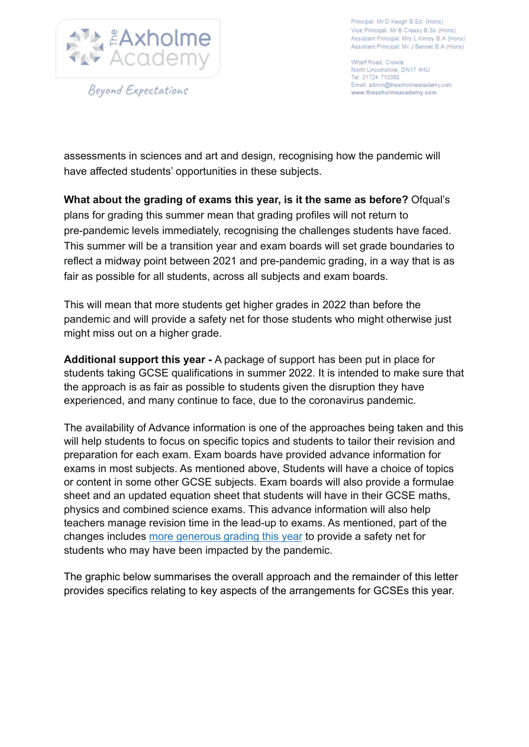assessments in sciences and art and design, recognising how the pandemic will have affected students' opportunities in these subjects.

**What about the grading of exams this year, is it the same as before?** Ofqual's plans for grading this summer mean that grading profiles will not return to pre-pandemic levels immediately, recognising the challenges students have faced. This summer will be a transition year and exam boards will set grade boundaries to reflect a midway point between 2021 and pre-pandemic grading, in a way that is as fair as possible for all students, across all subjects and exam boards.

This will mean that more students get higher grades in 2022 than before the pandemic and will provide a safety net for those students who might otherwise just might miss out on a higher grade.

**Additional support this year -** A package of support has been put in place for students taking GCSE qualifications in summer 2022. It is intended to make sure that the approach is as fair as possible to students given the disruption they have experienced, and many continue to face, due to the coronavirus pandemic.

The availability of Advance information is one of the approaches being taken and this will help students to focus on specific topics and students to tailor their revision and preparation for each exam. Exam boards have provided advance information for exams in most subjects. As mentioned above, Students will have a choice of topics or content in some other GCSE subjects. Exam boards will also provide a formulae sheet and an updated equation sheet that students will have in their GCSE maths, physics and combined science exams. This advance information will also help teachers manage revision time in the lead-up to exams. As mentioned, part of the changes includes more generous grading this year to provide a safety net for students who may have been impacted by the pandemic.

The graphic below summarises the overall approach and the remainder of this letter provides specifics relating to key aspects of the arrangements for GCSEs this year.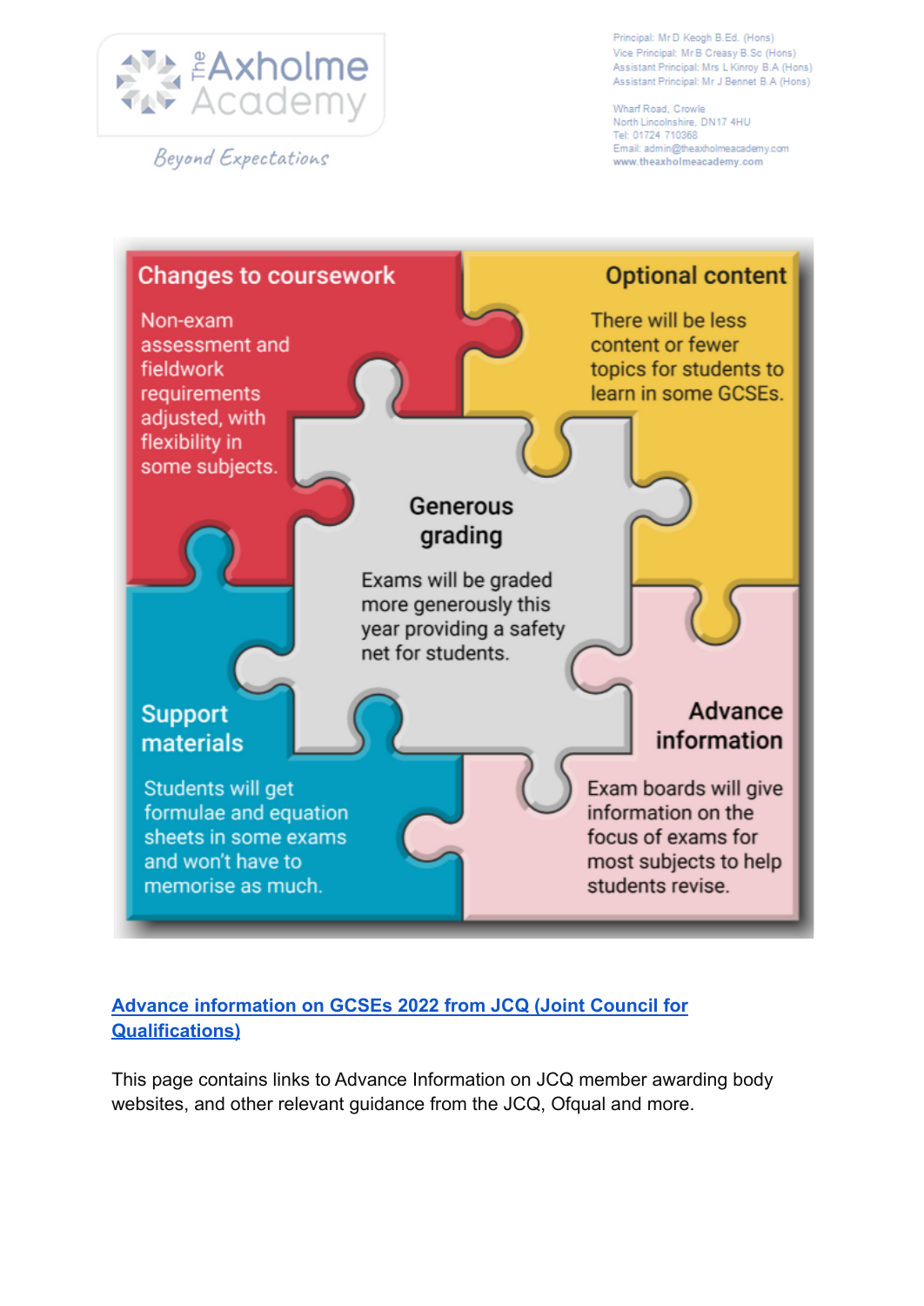## Changes to coursework

Non-exam assessment and fieldwork requirements adjusted, with flexibility in some subjects.

## Optional content

There will be less content or fewer topics for students to learn in some GCSEs.

## Generous grading

Exams will be graded more generously this year providing a safety net for students.

## Support materials

Students will get formulae and equation sheets in some exams and won't have to memorise as much.

## Advance information

Exam boards will give information on the focus of exams for most subjects to help students revise.

**[Advance information on GCSEs 2022 from JCQ (Joint Council for Qualifications)]**

This page contains links to Advance Information on JCQ member awarding body websites, and other relevant guidance from the JCQ, Ofqual and more.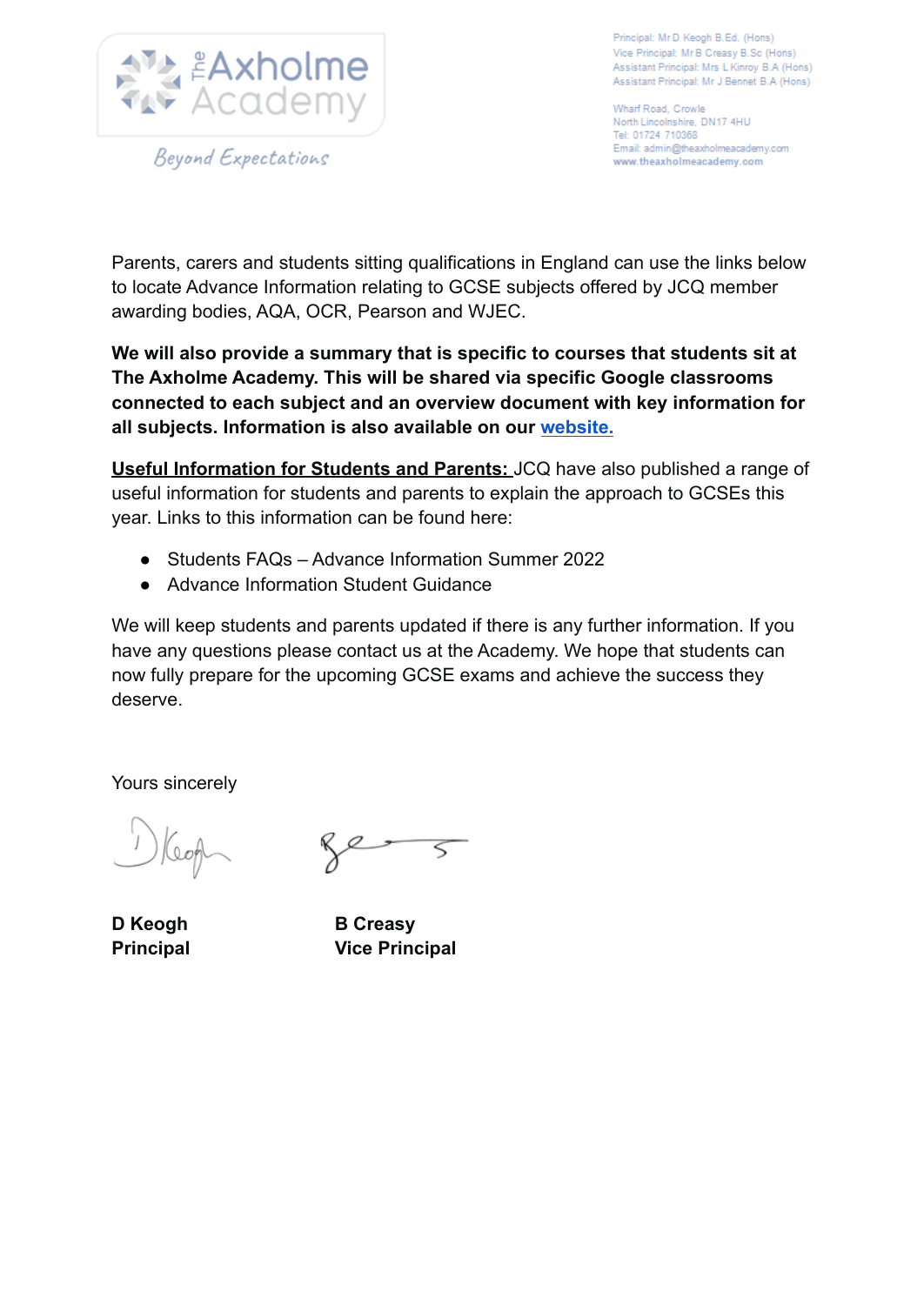Principal: Mr D Keogh B.Ed. (Hons)
Vice Principal: Mr B Creasy B.Sc (Hons)
Assistant Principal: Mrs L Kinroy B.A (Hons)
Assistant Principal: Mr J Bennet B.A (Hons)

Wharf Road, Crowle
North Lincolnshire, DN17 4HU
Tel: 01724 710368
Email: admin@theaxholmeacademy.com
www.theaxholmeacademy.com

Parents, carers and students sitting qualifications in England can use the links below to locate Advance Information relating to GCSE subjects offered by JCQ member awarding bodies, AQA, OCR, Pearson and WJEC.

**We will also provide a summary that is specific to courses that students sit at The Axholme Academy. This will be shared via specific Google classrooms connected to each subject and an overview document with key information for all subjects. Information is also available on our website.**

**Useful Information for Students and Parents:** JCQ have also published a range of useful information for students and parents to explain the approach to GCSEs this year. Links to this information can be found here:

- Students FAQs – Advance Information Summer 2022
- Advance Information Student Guidance

We will keep students and parents updated if there is any further information. If you have any questions please contact us at the Academy. We hope that students can now fully prepare for the upcoming GCSE exams and achieve the success they deserve.

Yours sincerely

| | |
|---|---|
| **D Keogh** | **B Creasy** |
| **Principal** | **Vice Principal** |